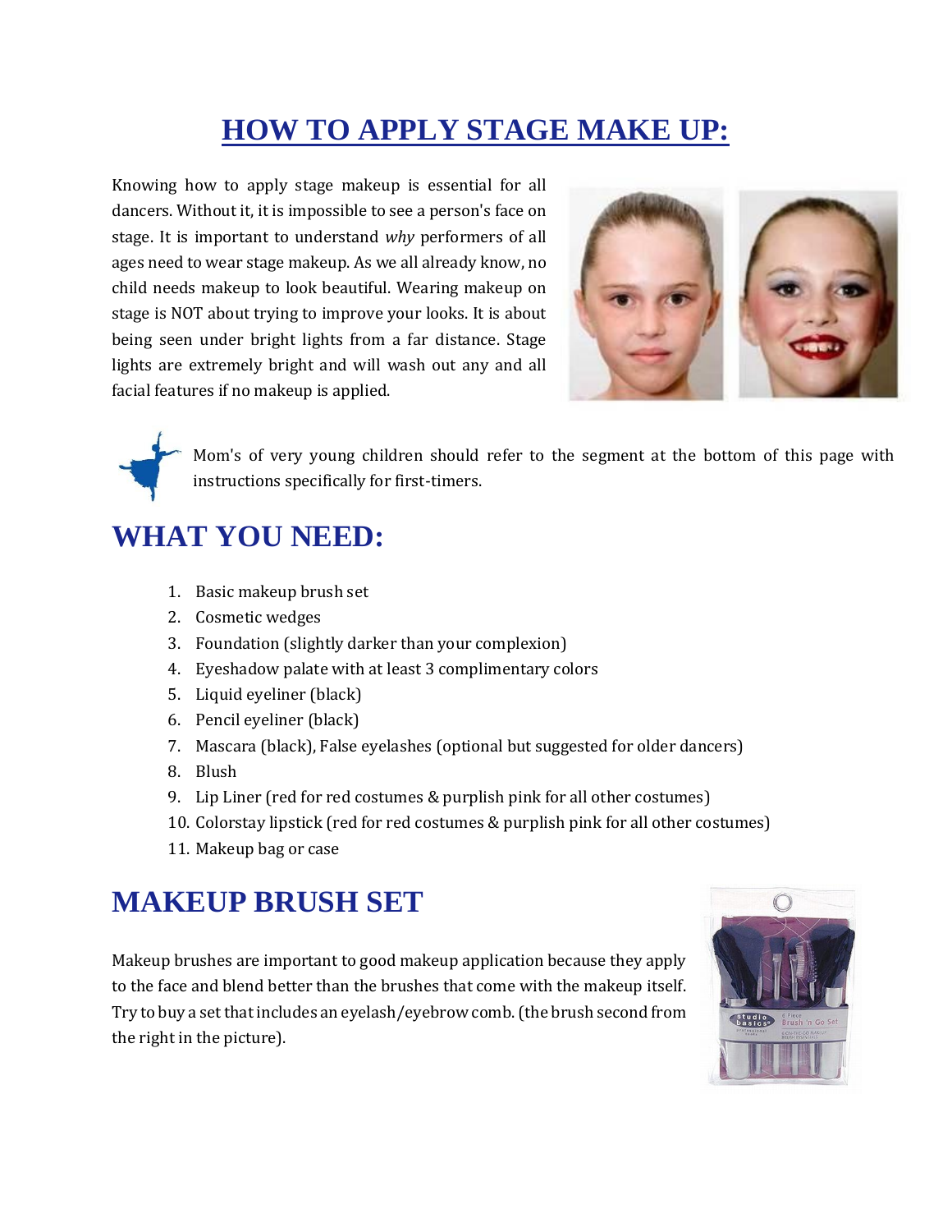# HOW TO APPLY STAGE MAKE UP:

Knowing how to apply stage makeup is essential for all dancers. Without it, it is impossible to see a person's face on stage. It is important to understand *why* performers of all ages need to wear stage makeup. As we all already know, no child needs makeup to look beautiful. Wearing makeup on stage is NOT about trying to improve your looks. It is about being seen under bright lights from a far distance. Stage lights are extremely bright and will wash out any and all facial features if no makeup is applied.

Mom's of very young children should refer to the segment at the bottom of this page with instructions specifically for first-timers.

## WHAT YOU NEED:

1. Basic makeup brush set
2. Cosmetic wedges
3. Foundation (slightly darker than your complexion)
4. Eyeshadow palate with at least 3 complimentary colors
5. Liquid eyeliner (black)
6. Pencil eyeliner (black)
7. Mascara (black), False eyelashes (optional but suggested for older dancers)
8. Blush
9. Lip Liner (red for red costumes & purplish pink for all other costumes)
10. Colorstay lipstick (red for red costumes & purplish pink for all other costumes)
11. Makeup bag or case

## MAKEUP BRUSH SET

Makeup brushes are important to good makeup application because they apply to the face and blend better than the brushes that come with the makeup itself. Try to buy a set that includes an eyelash/eyebrow comb. (the brush second from the right in the picture).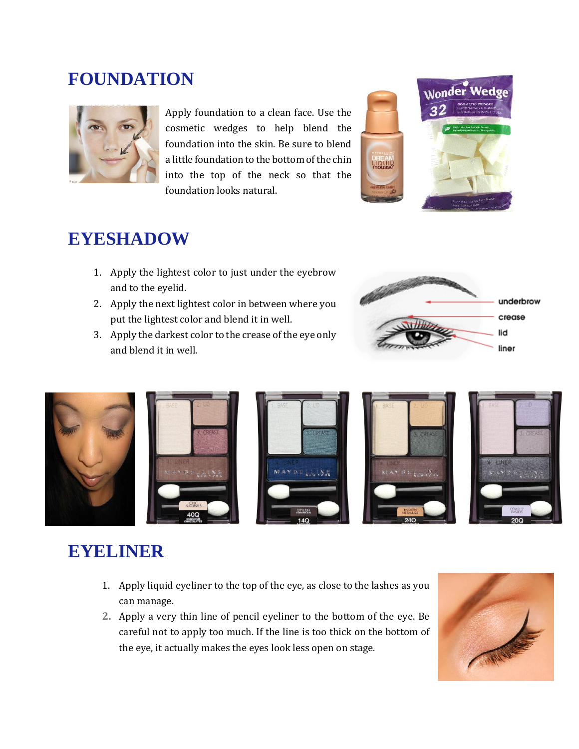# FOUNDATION

Apply foundation to a clean face. Use the cosmetic wedges to help blend the foundation into the skin. Be sure to blend a little foundation to the bottom of the chin into the top of the neck so that the foundation looks natural.

# EYESHADOW

1. Apply the lightest color to just under the eyebrow and to the eyelid.
2. Apply the next lightest color in between where you put the lightest color and blend it in well.
3. Apply the darkest color to the crease of the eye only and blend it in well.

# EYELINER

1. Apply liquid eyeliner to the top of the eye, as close to the lashes as you can manage.
2. Apply a very thin line of pencil eyeliner to the bottom of the eye. Be careful not to apply too much. If the line is too thick on the bottom of the eye, it actually makes the eyes look less open on stage.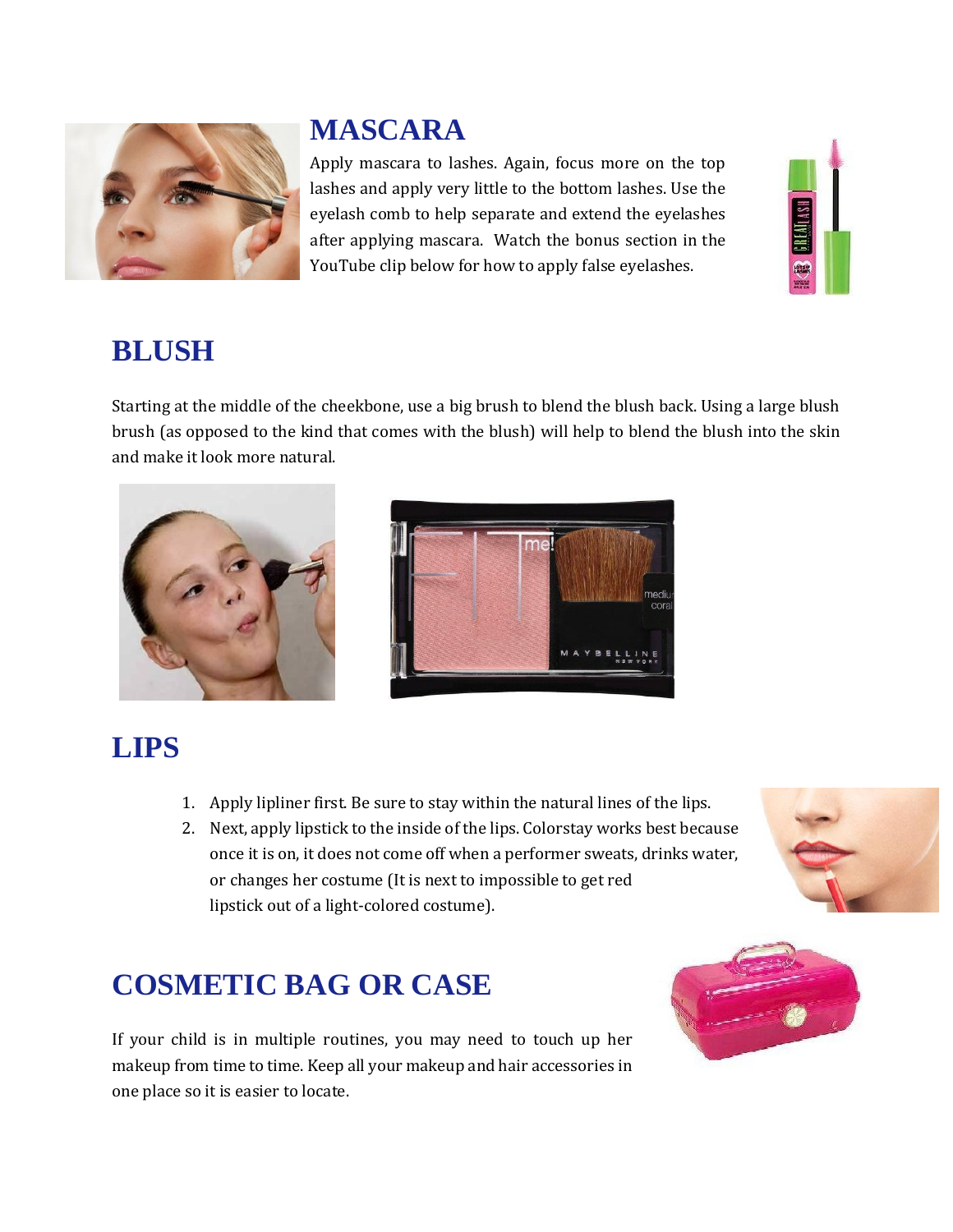## MASCARA

Apply mascara to lashes. Again, focus more on the top lashes and apply very little to the bottom lashes. Use the eyelash comb to help separate and extend the eyelashes after applying mascara. Watch the bonus section in the YouTube clip below for how to apply false eyelashes.

## BLUSH

Starting at the middle of the cheekbone, use a big brush to blend the blush back. Using a large blush brush (as opposed to the kind that comes with the blush) will help to blend the blush into the skin and make it look more natural.

## LIPS

1. Apply lipliner first. Be sure to stay within the natural lines of the lips.
2. Next, apply lipstick to the inside of the lips. Colorstay works best because once it is on, it does not come off when a performer sweats, drinks water, or changes her costume (It is next to impossible to get red lipstick out of a light-colored costume).

## COSMETIC BAG OR CASE

If your child is in multiple routines, you may need to touch up her makeup from time to time. Keep all your makeup and hair accessories in one place so it is easier to locate.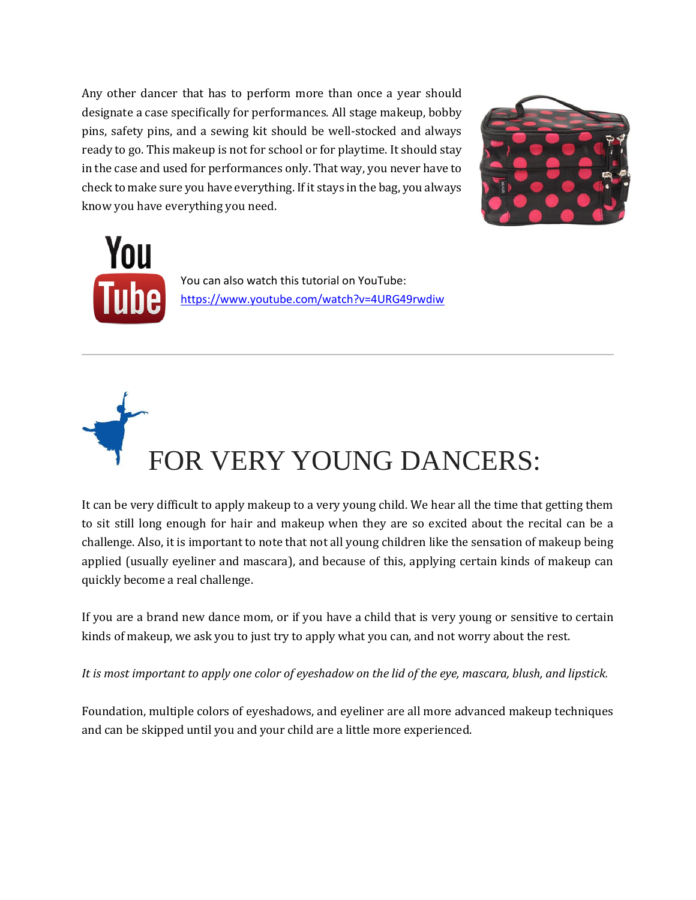Any other dancer that has to perform more than once a year should designate a case specifically for performances. All stage makeup, bobby pins, safety pins, and a sewing kit should be well-stocked and always ready to go. This makeup is not for school or for playtime. It should stay in the case and used for performances only. That way, you never have to check to make sure you have everything. If it stays in the bag, you always know you have everything you need.

You can also watch this tutorial on YouTube: https://www.youtube.com/watch?v=4URG49rwdiw

---

# FOR VERY YOUNG DANCERS:

It can be very difficult to apply makeup to a very young child. We hear all the time that getting them to sit still long enough for hair and makeup when they are so excited about the recital can be a challenge. Also, it is important to note that not all young children like the sensation of makeup being applied (usually eyeliner and mascara), and because of this, applying certain kinds of makeup can quickly become a real challenge.

If you are a brand new dance mom, or if you have a child that is very young or sensitive to certain kinds of makeup, we ask you to just try to apply what you can, and not worry about the rest.

*It is most important to apply one color of eyeshadow on the lid of the eye, mascara, blush, and lipstick.*

Foundation, multiple colors of eyeshadows, and eyeliner are all more advanced makeup techniques and can be skipped until you and your child are a little more experienced.